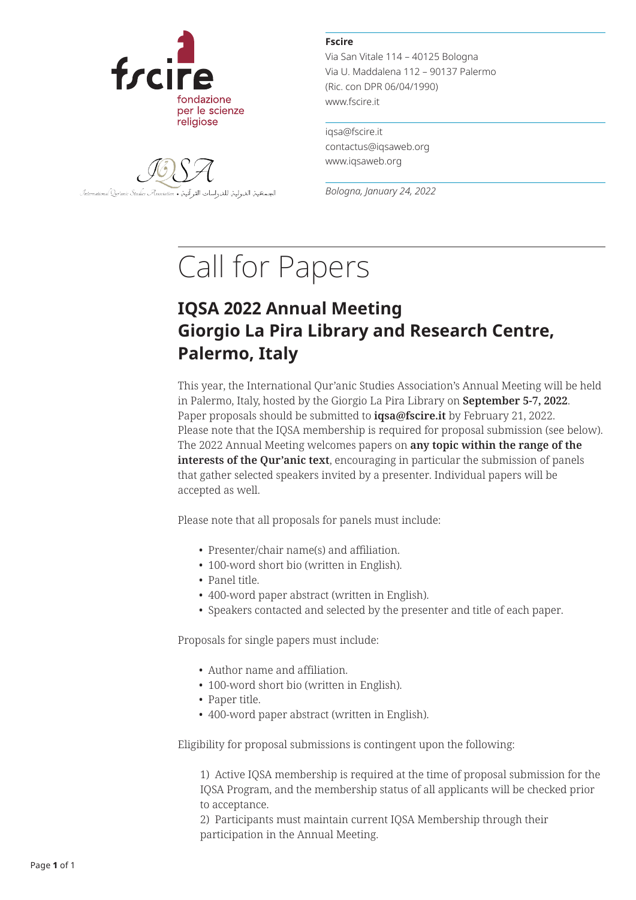fscire
fondazione
per le scienze
religiose

IQSA
International Qur'anic Studies Association • الجمعية الدولية للدراسات القرآنية

**Fscire**
Via San Vitale 114 – 40125 Bologna
Via U. Maddalena 112 – 90137 Palermo
(Ric. con DPR 06/04/1990)
www.fscire.it

iqsa@fscire.it
contactus@iqsaweb.org
www.iqsaweb.org

*Bologna, January 24, 2022*

# Call for Papers

## IQSA 2022 Annual Meeting
## Giorgio La Pira Library and Research Centre, Palermo, Italy

This year, the International Qur'anic Studies Association's Annual Meeting will be held in Palermo, Italy, hosted by the Giorgio La Pira Library on **September 5-7, 2022**. Paper proposals should be submitted to **iqsa@fscire.it** by February 21, 2022. Please note that the IQSA membership is required for proposal submission (see below). The 2022 Annual Meeting welcomes papers on **any topic within the range of the interests of the Qur'anic text**, encouraging in particular the submission of panels that gather selected speakers invited by a presenter. Individual papers will be accepted as well.

Please note that all proposals for panels must include:

- Presenter/chair name(s) and affiliation.
- 100-word short bio (written in English).
- Panel title.
- 400-word paper abstract (written in English).
- Speakers contacted and selected by the presenter and title of each paper.

Proposals for single papers must include:

- Author name and affiliation.
- 100-word short bio (written in English).
- Paper title.
- 400-word paper abstract (written in English).

Eligibility for proposal submissions is contingent upon the following:

1) Active IQSA membership is required at the time of proposal submission for the IQSA Program, and the membership status of all applicants will be checked prior to acceptance.
2) Participants must maintain current IQSA Membership through their participation in the Annual Meeting.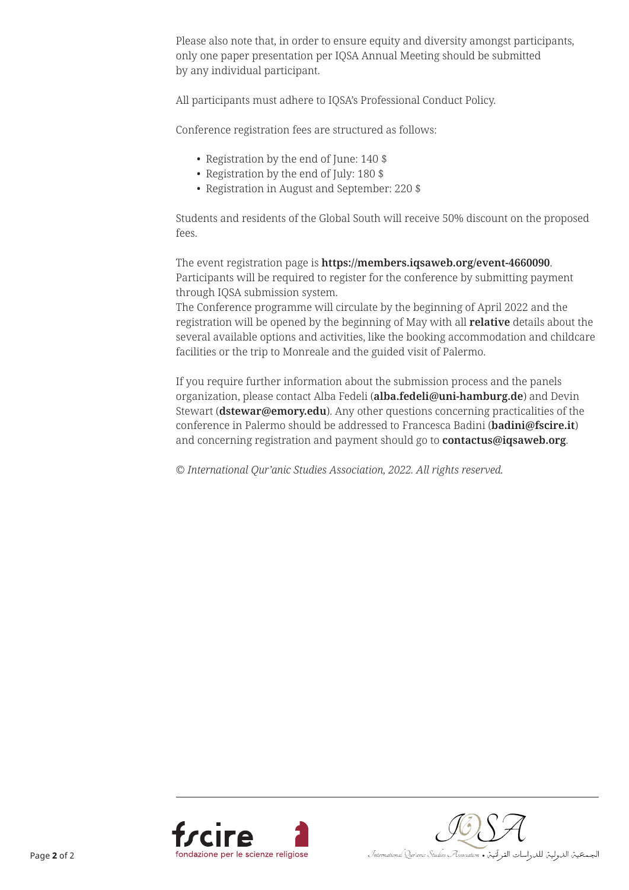Please also note that, in order to ensure equity and diversity amongst participants, only one paper presentation per IQSA Annual Meeting should be submitted by any individual participant.

All participants must adhere to IQSA's Professional Conduct Policy.

Conference registration fees are structured as follows:

- Registration by the end of June: 140 $
- Registration by the end of July: 180 $
- Registration in August and September: 220 $

Students and residents of the Global South will receive 50% discount on the proposed fees.

The event registration page is **https://members.iqsaweb.org/event-4660090**. Participants will be required to register for the conference by submitting payment through IQSA submission system.
The Conference programme will circulate by the beginning of April 2022 and the registration will be opened by the beginning of May with all **relative** details about the several available options and activities, like the booking accommodation and childcare facilities or the trip to Monreale and the guided visit of Palermo.

If you require further information about the submission process and the panels organization, please contact Alba Fedeli (**alba.fedeli@uni-hamburg.de**) and Devin Stewart (**dstewar@emory.edu**). Any other questions concerning practicalities of the conference in Palermo should be addressed to Francesca Badini (**badini@fscire.it**) and concerning registration and payment should go to **contactus@iqsaweb.org**.

*© International Qur'anic Studies Association, 2022. All rights reserved.*

fscire
fondazione per le scienze religiose

IQSA
International Qur'anic Studies Association • الجمعية الدولية للدراسات القرآنية